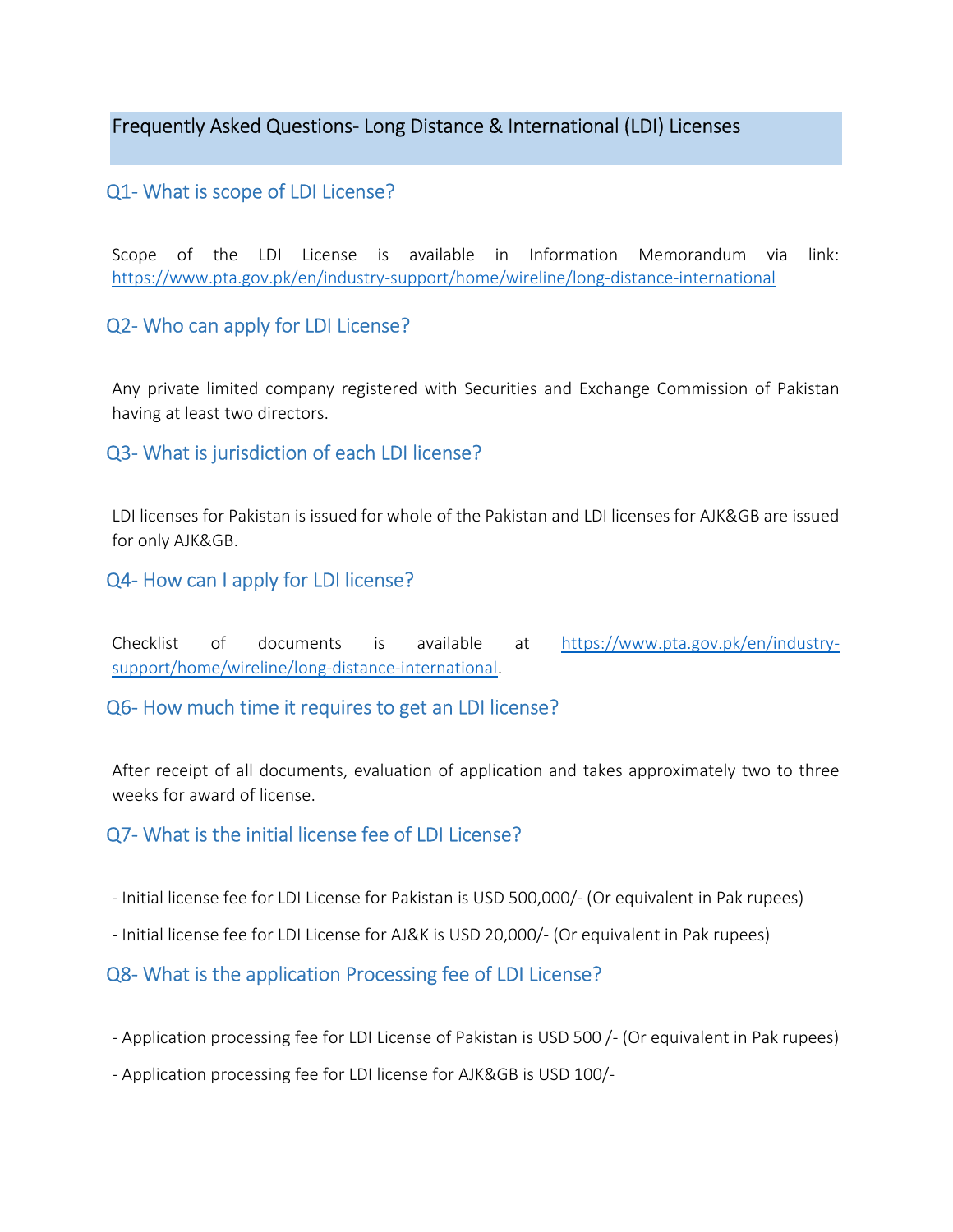# Frequently Asked Questions- Long Distance & International (LDI) Licenses

## Q1- What is scope of LDI License?

Scope of the LDI License is available in Information Memorandum via link: https://www.pta.gov.pk/en/industry-support/home/wireline/long-distance-international

## Q2- Who can apply for LDI License?

Any private limited company registered with Securities and Exchange Commission of Pakistan having at least two directors.

## Q3- What is jurisdiction of each LDI license?

LDI licenses for Pakistan is issued for whole of the Pakistan and LDI licenses for AJK&GB are issued for only AJK&GB.

## Q4- How can I apply for LDI license?

Checklist of documents is available at https://www.pta.gov.pk/en/industry-support/home/wireline/long-distance-international.

## Q6- How much time it requires to get an LDI license?

After receipt of all documents, evaluation of application and takes approximately two to three weeks for award of license.

## Q7- What is the initial license fee of LDI License?

- Initial license fee for LDI License for Pakistan is USD 500,000/- (Or equivalent in Pak rupees)
- Initial license fee for LDI License for AJ&K is USD 20,000/- (Or equivalent in Pak rupees)

## Q8- What is the application Processing fee of LDI License?

- Application processing fee for LDI License of Pakistan is USD 500 /- (Or equivalent in Pak rupees)
- Application processing fee for LDI license for AJK&GB is USD 100/-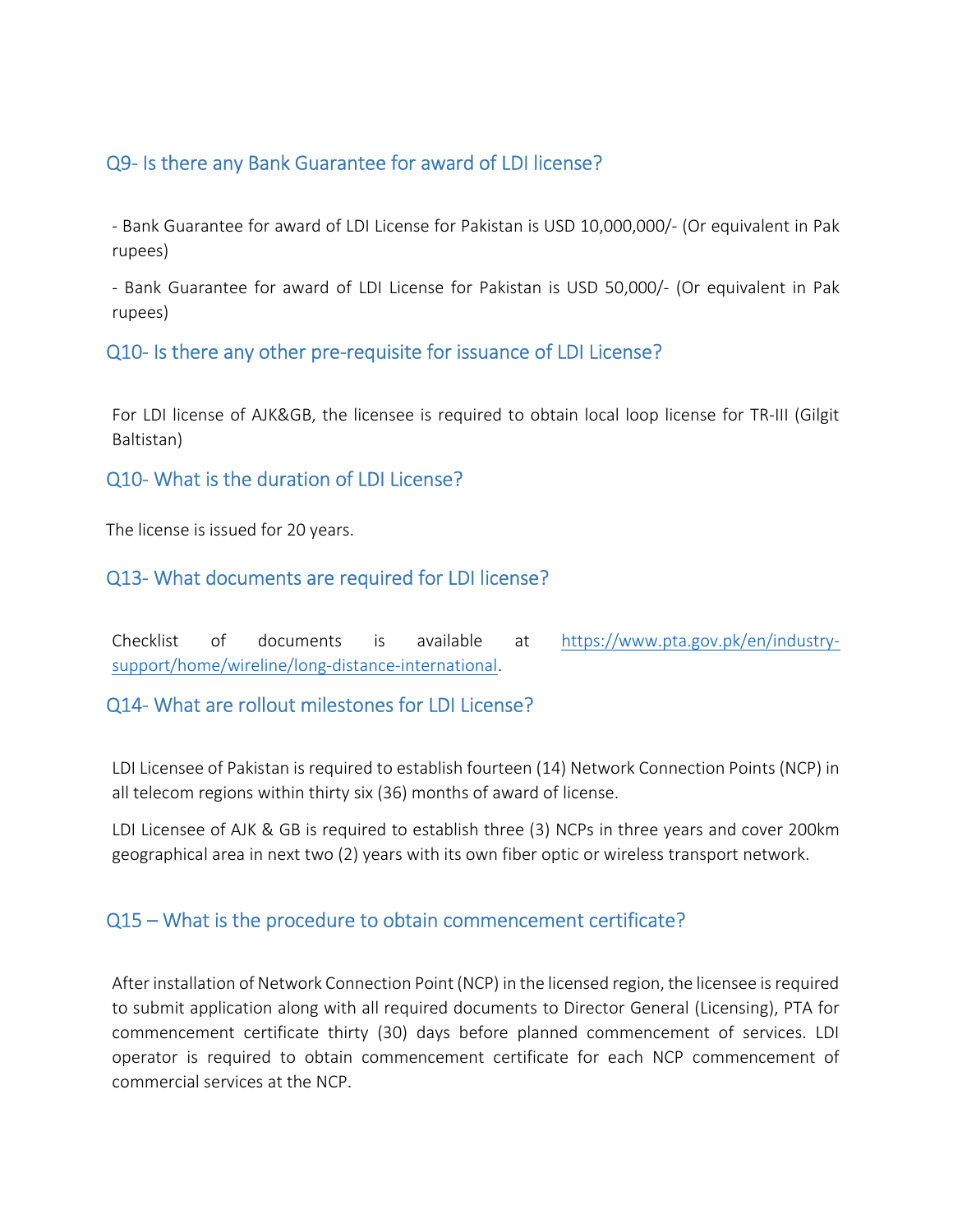## Q9- Is there any Bank Guarantee for award of LDI license?

- Bank Guarantee for award of LDI License for Pakistan is USD 10,000,000/- (Or equivalent in Pak rupees)
- Bank Guarantee for award of LDI License for Pakistan is USD 50,000/- (Or equivalent in Pak rupees)

## Q10- Is there any other pre-requisite for issuance of LDI License?

For LDI license of AJK&GB, the licensee is required to obtain local loop license for TR-III (Gilgit Baltistan)

## Q10- What is the duration of LDI License?

The license is issued for 20 years.

## Q13- What documents are required for LDI license?

Checklist of documents is available at https://www.pta.gov.pk/en/industry-support/home/wireline/long-distance-international.

## Q14- What are rollout milestones for LDI License?

LDI Licensee of Pakistan is required to establish fourteen (14) Network Connection Points (NCP) in all telecom regions within thirty six (36) months of award of license.

LDI Licensee of AJK & GB is required to establish three (3) NCPs in three years and cover 200km geographical area in next two (2) years with its own fiber optic or wireless transport network.

## Q15 – What is the procedure to obtain commencement certificate?

After installation of Network Connection Point (NCP) in the licensed region, the licensee is required to submit application along with all required documents to Director General (Licensing), PTA for commencement certificate thirty (30) days before planned commencement of services. LDI operator is required to obtain commencement certificate for each NCP commencement of commercial services at the NCP.